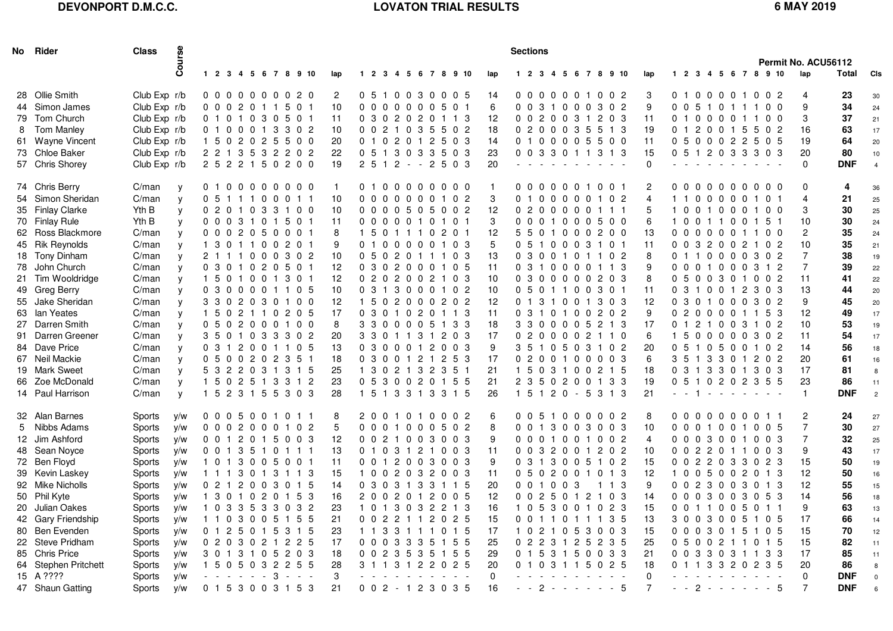**DEVONPORT D.M.C.C.** | **LOVATON TRIAL RESULTS** | **6 MAY 2019**

**Sections**

**Permit No. ACU56112**

| No | Rider | Class | Course | 1 | 2 | 3 | 4 | 5 | 6 | 7 | 8 | 9 | 10 | lap | 1 | 2 | 3 | 4 | 5 | 6 | 7 | 8 | 9 | 10 | lap | 1 | 2 | 3 | 4 | 5 | 6 | 7 | 8 | 9 | 10 | lap | 1 | 2 | 3 | 4 | 5 | 6 | 7 | 8 | 9 | 10 | lap | Total | Cls |
|---|---|---|---|---|---|---|---|---|---|---|---|---|---|---|---|---|---|---|---|---|---|---|---|---|---|---|---|---|---|---|---|---|---|---|---|---|---|---|---|---|---|---|---|---|---|---|---|---|---|
| 28 | Ollie Smith | Club Exp | r/b | 0 | 0 | 0 | 0 | 0 | 0 | 0 | 0 | 2 | 0 | 2 | 0 | 5 | 1 | 0 | 0 | 3 | 0 | 0 | 0 | 5 | 14 | 0 | 0 | 0 | 0 | 0 | 0 | 1 | 0 | 0 | 2 | 3 | 0 | 1 | 0 | 0 | 0 | 0 | 1 | 0 | 0 | 2 | 4 | **23** | 30 |
| 44 | Simon James | Club Exp | r/b | 0 | 0 | 0 | 2 | 0 | 1 | 1 | 5 | 0 | 1 | 10 | 0 | 0 | 0 | 0 | 0 | 0 | 0 | 5 | 0 | 1 | 6 | 0 | 0 | 3 | 1 | 0 | 0 | 0 | 3 | 0 | 2 | 9 | 0 | 0 | 5 | 1 | 0 | 1 | 1 | 1 | 0 | 0 | 9 | **34** | 24 |
| 79 | Tom Church | Club Exp | r/b | 0 | 1 | 0 | 1 | 0 | 3 | 0 | 5 | 0 | 1 | 11 | 0 | 3 | 0 | 2 | 0 | 2 | 0 | 1 | 1 | 3 | 12 | 0 | 0 | 2 | 0 | 0 | 3 | 1 | 2 | 0 | 3 | 11 | 0 | 1 | 0 | 0 | 0 | 0 | 1 | 1 | 0 | 0 | 3 | **37** | 21 |
| 8 | Tom Manley | Club Exp | r/b | 0 | 1 | 0 | 0 | 0 | 1 | 3 | 3 | 0 | 2 | 10 | 0 | 0 | 2 | 1 | 0 | 3 | 5 | 5 | 0 | 2 | 18 | 0 | 2 | 0 | 0 | 0 | 3 | 5 | 5 | 1 | 3 | 19 | 0 | 1 | 2 | 0 | 0 | 1 | 5 | 5 | 0 | 2 | 16 | **63** | 17 |
| 61 | Wayne Vincent | Club Exp | r/b | 1 | 5 | 0 | 2 | 0 | 2 | 5 | 5 | 0 | 0 | 20 | 0 | 1 | 0 | 2 | 0 | 1 | 2 | 5 | 0 | 3 | 14 | 0 | 1 | 0 | 0 | 0 | 0 | 5 | 5 | 0 | 0 | 11 | 0 | 5 | 0 | 0 | 0 | 2 | 2 | 5 | 0 | 5 | 19 | **64** | 20 |
| 73 | Chloe Baker | Club Exp | r/b | 2 | 2 | 1 | 3 | 5 | 3 | 2 | 2 | 0 | 2 | 22 | 0 | 5 | 1 | 3 | 0 | 3 | 3 | 5 | 0 | 3 | 23 | 0 | 0 | 3 | 3 | 0 | 1 | 1 | 3 | 1 | 3 | 15 | 0 | 5 | 1 | 2 | 0 | 3 | 3 | 3 | 0 | 3 | 20 | **80** | 10 |
| 57 | Chris Shorey | Club Exp | r/b | 2 | 5 | 2 | 2 | 1 | 5 | 0 | 2 | 0 | 0 | 19 | 2 | 5 | 1 | 2 | - | - | 2 | 5 | 0 | 3 | 20 | - | - | - | - | - | - | - | - | - | - | 0 | - | - | - | - | - | - | - | - | - | - | 0 | **DNF** | 4 |
| 74 | Chris Berry | C/man | y | 0 | 1 | 0 | 0 | 0 | 0 | 0 | 0 | 0 | 0 | 1 | 0 | 1 | 0 | 0 | 0 | 0 | 0 | 0 | 0 | 0 | 1 | 0 | 0 | 0 | 0 | 0 | 0 | 1 | 0 | 0 | 1 | 2 | 0 | 0 | 0 | 0 | 0 | 0 | 0 | 0 | 0 | 0 | 0 | **4** | 36 |
| 54 | Simon Sheridan | C/man | y | 0 | 5 | 1 | 1 | 1 | 0 | 0 | 0 | 1 | 1 | 10 | 0 | 0 | 0 | 0 | 0 | 0 | 0 | 1 | 0 | 2 | 3 | 0 | 1 | 0 | 0 | 0 | 0 | 0 | 1 | 0 | 2 | 4 | 1 | 1 | 0 | 0 | 0 | 0 | 0 | 1 | 0 | 1 | 4 | **21** | 25 |
| 35 | Finlay Clarke | Yth B | y | 0 | 2 | 0 | 1 | 0 | 3 | 3 | 1 | 0 | 0 | 10 | 0 | 0 | 0 | 0 | 5 | 0 | 5 | 0 | 0 | 2 | 12 | 0 | 2 | 0 | 0 | 0 | 0 | 0 | 1 | 1 | 1 | 5 | 1 | 0 | 0 | 1 | 0 | 0 | 0 | 1 | 0 | 0 | 3 | **30** | 25 |
| 70 | Finlay Rule | Yth B | y | 0 | 0 | 0 | 3 | 1 | 0 | 1 | 5 | 0 | 1 | 11 | 0 | 0 | 0 | 0 | 0 | 1 | 0 | 1 | 0 | 1 | 3 | 0 | 0 | 0 | 1 | 0 | 0 | 0 | 5 | 0 | 0 | 6 | 1 | 0 | 0 | 1 | 1 | 0 | 0 | 1 | 5 | 1 | 10 | **30** | 24 |
| 62 | Ross Blackmore | C/man | y | 0 | 0 | 0 | 2 | 0 | 5 | 0 | 0 | 0 | 1 | 8 | 1 | 5 | 0 | 1 | 1 | 1 | 0 | 2 | 0 | 1 | 12 | 5 | 5 | 0 | 1 | 0 | 0 | 0 | 2 | 0 | 0 | 13 | 0 | 0 | 0 | 0 | 0 | 0 | 1 | 1 | 0 | 0 | 2 | **35** | 24 |
| 45 | Rik Reynolds | C/man | y | 1 | 3 | 0 | 1 | 1 | 0 | 0 | 2 | 0 | 1 | 9 | 0 | 1 | 0 | 0 | 0 | 0 | 0 | 1 | 0 | 3 | 5 | 0 | 5 | 1 | 0 | 0 | 0 | 3 | 1 | 0 | 1 | 11 | 0 | 0 | 3 | 2 | 0 | 0 | 2 | 1 | 0 | 2 | 10 | **35** | 21 |
| 18 | Tony Dinham | C/man | y | 2 | 1 | 1 | 1 | 0 | 0 | 0 | 3 | 0 | 2 | 10 | 0 | 5 | 0 | 2 | 0 | 1 | 1 | 1 | 0 | 3 | 13 | 0 | 3 | 0 | 0 | 1 | 0 | 1 | 1 | 0 | 2 | 8 | 0 | 1 | 1 | 0 | 0 | 0 | 0 | 3 | 0 | 2 | 7 | **38** | 19 |
| 78 | John Church | C/man | y | 0 | 3 | 0 | 1 | 0 | 2 | 0 | 5 | 0 | 1 | 12 | 0 | 3 | 0 | 2 | 0 | 0 | 0 | 1 | 0 | 5 | 11 | 0 | 3 | 1 | 0 | 0 | 0 | 0 | 1 | 1 | 3 | 9 | 0 | 0 | 0 | 1 | 0 | 0 | 0 | 3 | 1 | 2 | 7 | **39** | 22 |
| 21 | Tim Wooldridge | C/man | y | 1 | 5 | 0 | 1 | 0 | 0 | 1 | 3 | 0 | 1 | 12 | 0 | 2 | 0 | 2 | 0 | 0 | 2 | 1 | 0 | 3 | 10 | 0 | 3 | 0 | 0 | 0 | 0 | 0 | 2 | 0 | 3 | 8 | 0 | 5 | 0 | 0 | 3 | 0 | 1 | 0 | 0 | 2 | 11 | **41** | 22 |
| 49 | Greg Berry | C/man | y | 0 | 3 | 0 | 0 | 0 | 0 | 1 | 1 | 0 | 5 | 10 | 0 | 3 | 1 | 3 | 0 | 0 | 0 | 1 | 0 | 2 | 10 | 0 | 5 | 0 | 1 | 1 | 0 | 0 | 3 | 0 | 1 | 11 | 0 | 3 | 1 | 0 | 0 | 1 | 2 | 3 | 0 | 3 | 13 | **44** | 20 |
| 55 | Jake Sheridan | C/man | y | 3 | 3 | 0 | 2 | 0 | 3 | 0 | 1 | 0 | 0 | 12 | 1 | 5 | 0 | 2 | 0 | 0 | 0 | 2 | 0 | 2 | 12 | 0 | 1 | 3 | 1 | 0 | 0 | 1 | 3 | 0 | 3 | 12 | 0 | 3 | 0 | 1 | 0 | 0 | 0 | 3 | 0 | 2 | 9 | **45** | 20 |
| 63 | Ian Yeates | C/man | y | 1 | 5 | 0 | 2 | 1 | 1 | 0 | 2 | 0 | 5 | 17 | 0 | 3 | 0 | 1 | 0 | 2 | 0 | 1 | 1 | 3 | 11 | 0 | 3 | 1 | 0 | 1 | 0 | 0 | 2 | 0 | 2 | 9 | 0 | 2 | 0 | 0 | 0 | 0 | 1 | 1 | 5 | 3 | 12 | **49** | 17 |
| 27 | Darren Smith | C/man | y | 0 | 5 | 0 | 2 | 0 | 0 | 0 | 1 | 0 | 0 | 8 | 3 | 3 | 0 | 0 | 0 | 0 | 5 | 1 | 3 | 3 | 18 | 3 | 3 | 0 | 0 | 0 | 0 | 5 | 2 | 1 | 3 | 17 | 0 | 1 | 2 | 1 | 0 | 0 | 3 | 1 | 0 | 2 | 10 | **53** | 19 |
| 91 | Darren Greener | C/man | y | 3 | 5 | 0 | 1 | 0 | 3 | 3 | 3 | 0 | 2 | 20 | 3 | 3 | 0 | 1 | 1 | 3 | 1 | 2 | 0 | 3 | 17 | 0 | 2 | 0 | 0 | 0 | 0 | 2 | 1 | 1 | 0 | 6 | 1 | 5 | 0 | 0 | 0 | 0 | 0 | 3 | 0 | 2 | 11 | **54** | 17 |
| 84 | Dave Price | C/man | y | 0 | 3 | 1 | 2 | 0 | 0 | 1 | 1 | 0 | 5 | 13 | 0 | 3 | 0 | 0 | 0 | 1 | 2 | 0 | 0 | 3 | 9 | 3 | 5 | 1 | 0 | 5 | 0 | 3 | 1 | 0 | 2 | 20 | 0 | 5 | 1 | 0 | 5 | 0 | 0 | 1 | 0 | 2 | 14 | **56** | 18 |
| 67 | Neil Mackie | C/man | y | 0 | 5 | 0 | 0 | 2 | 0 | 2 | 3 | 5 | 1 | 18 | 0 | 3 | 0 | 0 | 1 | 2 | 1 | 2 | 5 | 3 | 17 | 0 | 2 | 0 | 0 | 1 | 0 | 0 | 0 | 0 | 3 | 6 | 3 | 5 | 1 | 3 | 3 | 0 | 1 | 2 | 0 | 2 | 20 | **61** | 16 |
| 19 | Mark Sweet | C/man | y | 5 | 3 | 2 | 2 | 0 | 3 | 1 | 3 | 1 | 5 | 25 | 1 | 3 | 0 | 2 | 1 | 3 | 2 | 3 | 5 | 1 | 21 | 1 | 5 | 0 | 3 | 1 | 0 | 0 | 2 | 1 | 5 | 18 | 0 | 3 | 1 | 3 | 3 | 0 | 1 | 3 | 0 | 3 | 17 | **81** | 8 |
| 66 | Zoe McDonald | C/man | y | 1 | 5 | 0 | 2 | 5 | 1 | 3 | 3 | 1 | 2 | 23 | 0 | 5 | 3 | 0 | 0 | 2 | 0 | 1 | 5 | 5 | 21 | 2 | 3 | 5 | 0 | 2 | 0 | 0 | 1 | 3 | 3 | 19 | 0 | 5 | 1 | 0 | 2 | 0 | 2 | 3 | 5 | 5 | 23 | **86** | 11 |
| 14 | Paul Harrison | C/man | y | 1 | 5 | 2 | 3 | 1 | 5 | 5 | 3 | 0 | 3 | 28 | 1 | 5 | 1 | 3 | 3 | 1 | 3 | 3 | 1 | 5 | 26 | 1 | 5 | 1 | 2 | 0 | - | 5 | 3 | 1 | 3 | 21 | - | - | 1 | - | - | - | - | - | - | - | 1 | **DNF** | 2 |
| 32 | Alan Barnes | Sports | y/w | 0 | 0 | 0 | 5 | 0 | 0 | 1 | 0 | 1 | 1 | 8 | 2 | 0 | 0 | 1 | 0 | 1 | 0 | 0 | 0 | 2 | 6 | 0 | 0 | 5 | 1 | 0 | 0 | 0 | 0 | 0 | 2 | 8 | 0 | 0 | 0 | 0 | 0 | 0 | 0 | 0 | 1 | 1 | 2 | **24** | 27 |
| 5 | Nibbs Adams | Sports | y/w | 0 | 0 | 0 | 2 | 0 | 0 | 0 | 1 | 0 | 2 | 5 | 0 | 0 | 0 | 1 | 0 | 0 | 0 | 5 | 0 | 2 | 8 | 0 | 0 | 1 | 3 | 0 | 0 | 3 | 0 | 0 | 3 | 10 | 0 | 0 | 0 | 1 | 0 | 0 | 1 | 0 | 0 | 5 | 7 | **30** | 27 |
| 12 | Jim Ashford | Sports | y/w | 0 | 0 | 1 | 2 | 0 | 1 | 5 | 0 | 0 | 3 | 12 | 0 | 0 | 2 | 1 | 0 | 0 | 3 | 0 | 0 | 3 | 9 | 0 | 0 | 0 | 1 | 0 | 0 | 1 | 0 | 0 | 2 | 4 | 0 | 0 | 0 | 3 | 0 | 0 | 1 | 0 | 0 | 3 | 7 | **32** | 25 |
| 48 | Sean Noyce | Sports | y/w | 0 | 0 | 1 | 3 | 5 | 1 | 0 | 1 | 1 | 1 | 13 | 0 | 1 | 0 | 3 | 1 | 2 | 1 | 0 | 0 | 3 | 11 | 0 | 0 | 3 | 2 | 0 | 0 | 1 | 2 | 0 | 2 | 10 | 0 | 0 | 2 | 2 | 0 | 1 | 1 | 0 | 0 | 3 | 9 | **43** | 17 |
| 72 | Ben Floyd | Sports | y/w | 1 | 0 | 1 | 3 | 0 | 0 | 5 | 0 | 0 | 1 | 11 | 0 | 0 | 1 | 2 | 0 | 0 | 3 | 0 | 0 | 3 | 9 | 0 | 3 | 1 | 3 | 0 | 0 | 5 | 1 | 0 | 2 | 15 | 0 | 0 | 2 | 2 | 0 | 3 | 3 | 0 | 2 | 3 | 15 | **50** | 19 |
| 39 | Kevin Laskey | Sports | y/w | 1 | 1 | 1 | 3 | 0 | 1 | 3 | 1 | 1 | 3 | 15 | 1 | 0 | 0 | 2 | 0 | 3 | 2 | 0 | 0 | 3 | 11 | 0 | 5 | 0 | 2 | 0 | 0 | 1 | 0 | 1 | 3 | 12 | 1 | 0 | 0 | 5 | 0 | 0 | 2 | 0 | 1 | 3 | 12 | **50** | 16 |
| 92 | Mike Nicholls | Sports | y/w | 0 | 2 | 1 | 2 | 0 | 0 | 3 | 0 | 1 | 5 | 14 | 0 | 3 | 0 | 3 | 1 | 3 | 3 | 1 | 1 | 5 | 20 | 0 | 0 | 1 | 0 | 0 | 3 | | 1 | 1 | 3 | 9 | 0 | 0 | 2 | 3 | 0 | 0 | 3 | 0 | 1 | 3 | 12 | **55** | 15 |
| 50 | Phil Kyte | Sports | y/w | 1 | 3 | 0 | 1 | 0 | 2 | 0 | 1 | 5 | 3 | 16 | 2 | 0 | 0 | 2 | 0 | 1 | 2 | 0 | 0 | 5 | 12 | 0 | 0 | 2 | 5 | 0 | 1 | 2 | 1 | 0 | 3 | 14 | 0 | 0 | 0 | 3 | 0 | 0 | 3 | 0 | 5 | 3 | 14 | **56** | 18 |
| 20 | Julian Oakes | Sports | y/w | 1 | 0 | 3 | 3 | 5 | 3 | 3 | 0 | 3 | 2 | 23 | 1 | 0 | 1 | 3 | 0 | 3 | 2 | 2 | 1 | 3 | 16 | 1 | 0 | 5 | 3 | 0 | 0 | 1 | 0 | 2 | 3 | 15 | 0 | 0 | 1 | 1 | 0 | 0 | 5 | 0 | 1 | 1 | 9 | **63** | 13 |
| 42 | Gary Friendship | Sports | y/w | 1 | 1 | 0 | 3 | 0 | 0 | 5 | 1 | 5 | 5 | 21 | 0 | 0 | 2 | 2 | 1 | 1 | 2 | 0 | 2 | 5 | 15 | 0 | 0 | 1 | 1 | 0 | 1 | 1 | 1 | 3 | 5 | 13 | 3 | 0 | 0 | 3 | 0 | 0 | 5 | 1 | 0 | 5 | 17 | **66** | 14 |
| 80 | Ben Evenden | Sports | y/w | 0 | 1 | 2 | 5 | 0 | 1 | 5 | 3 | 1 | 5 | 23 | 1 | 1 | 3 | 3 | 1 | 1 | 1 | 0 | 1 | 5 | 17 | 1 | 0 | 2 | 1 | 0 | 5 | 3 | 0 | 0 | 3 | 15 | 0 | 0 | 0 | 3 | 0 | 1 | 5 | 1 | 0 | 5 | 15 | **70** | 12 |
| 22 | Steve Pridham | Sports | y/w | 0 | 2 | 0 | 3 | 0 | 2 | 1 | 2 | 2 | 5 | 17 | 0 | 0 | 0 | 3 | 3 | 3 | 5 | 1 | 5 | 5 | 25 | 0 | 2 | 2 | 3 | 1 | 2 | 5 | 2 | 3 | 5 | 25 | 0 | 5 | 0 | 0 | 2 | 1 | 1 | 0 | 1 | 5 | 15 | **82** | 11 |
| 85 | Chris Price | Sports | y/w | 3 | 0 | 1 | 3 | 1 | 0 | 5 | 2 | 0 | 3 | 18 | 0 | 0 | 2 | 3 | 5 | 3 | 5 | 1 | 5 | 5 | 29 | 0 | 1 | 5 | 3 | 1 | 5 | 0 | 0 | 3 | 3 | 21 | 0 | 0 | 3 | 3 | 0 | 3 | 1 | 1 | 3 | 3 | 17 | **85** | 11 |
| 64 | Stephen Pritchett | Sports | y/w | 1 | 5 | 0 | 5 | 0 | 3 | 2 | 2 | 5 | 5 | 28 | 3 | 1 | 1 | 3 | 1 | 2 | 2 | 0 | 2 | 5 | 20 | 0 | 1 | 0 | 3 | 1 | 1 | 5 | 0 | 2 | 5 | 18 | 0 | 1 | 1 | 3 | 3 | 2 | 0 | 2 | 3 | 5 | 20 | **86** | 8 |
| 15 | A ???? | Sports | y/w | - | - | - | - | - | 3 | - | - | - | - | 3 | - | - | - | - | - | - | - | - | - | - | 0 | - | - | - | - | - | - | - | - | - | - | 0 | - | - | - | - | - | - | - | - | - | - | 0 | **DNF** | 0 |
| 47 | Shaun Gatting | Sports | y/w | 0 | 1 | 5 | 3 | 0 | 0 | 3 | 1 | 5 | 3 | 21 | 0 | 0 | 2 | - | 1 | 2 | 3 | 0 | 3 | 5 | 16 | - | - | 2 | - | - | - | - | - | - | 5 | 7 | - | - | 2 | - | - | - | - | - | - | 5 | 7 | **DNF** | 6 |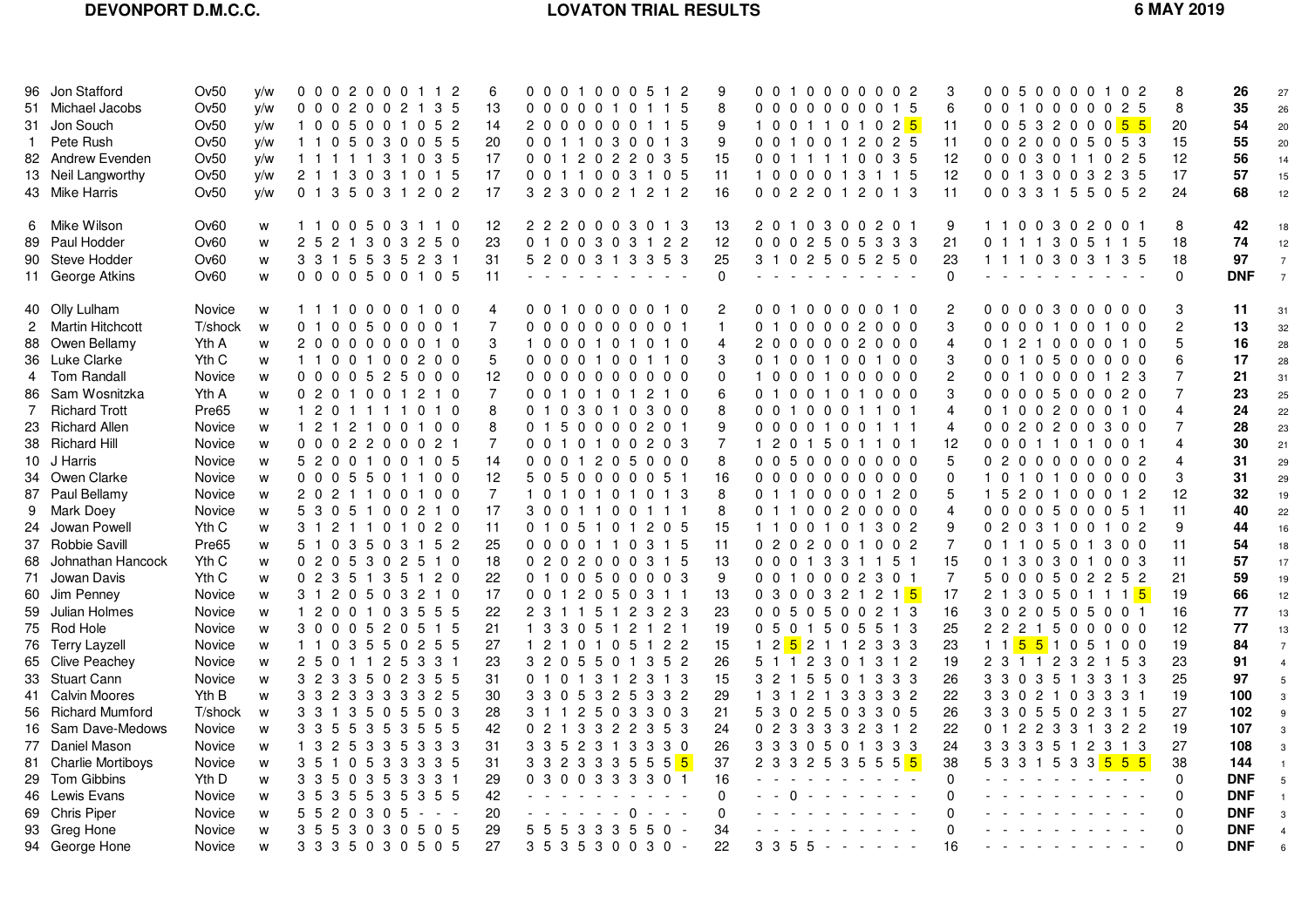**DEVONPORT D.M.C.C.** **LOVATON TRIAL RESULTS** **6 MAY 2019**

| No. | Name | Class | Route | Lap 1 | Tot | Lap 2 | Tot | Lap 3 | Tot | Lap 4 | Tot | Total | |
|---|---|---|---|---|---|---|---|---|---|---|---|---|---|
| 96 | Jon Stafford | Ov50 | y/w | 0 0 0 2 0 0 0 1 1 2 | 6 | 0 0 0 1 0 0 0 5 1 2 | 9 | 0 0 1 0 0 0 0 0 0 2 | 3 | 0 0 5 0 0 0 0 1 0 2 | 8 | **26** | 27 |
| 51 | Michael Jacobs | Ov50 | y/w | 0 0 0 2 0 0 2 1 3 5 | 13 | 0 0 0 0 0 1 0 1 1 5 | 8 | 0 0 0 0 0 0 0 0 1 5 | 6 | 0 0 1 0 0 0 0 0 2 5 | 8 | **35** | 26 |
| 31 | Jon Souch | Ov50 | y/w | 1 0 0 5 0 0 1 0 5 2 | 14 | 2 0 0 0 0 0 0 1 1 5 | 9 | 1 0 0 1 1 0 1 0 2 5 | 11 | 0 0 5 3 2 0 0 0 5 5 | 20 | **54** | 20 |
| 1 | Pete Rush | Ov50 | y/w | 1 1 0 5 0 3 0 0 5 5 | 20 | 0 0 1 1 0 3 0 0 1 3 | 9 | 0 0 1 0 0 1 2 0 2 5 | 11 | 0 0 2 0 0 0 5 0 5 3 | 15 | **55** | 20 |
| 82 | Andrew Evenden | Ov50 | y/w | 1 1 1 1 1 1 3 1 0 3 5 | 17 | 0 0 1 2 0 2 2 0 3 5 | 15 | 0 0 1 1 1 1 0 0 3 5 | 12 | 0 0 0 3 0 1 1 0 2 5 | 12 | **56** | 14 |
| 13 | Neil Langworthy | Ov50 | y/w | 2 1 1 3 0 3 1 0 1 5 | 17 | 0 0 1 1 0 0 3 1 0 5 | 11 | 1 0 0 0 0 1 3 1 1 5 | 12 | 0 0 1 3 0 0 3 2 3 5 | 17 | **57** | 15 |
| 43 | Mike Harris | Ov50 | y/w | 0 1 3 5 0 3 1 2 0 2 | 17 | 3 2 3 0 0 2 1 2 1 2 | 16 | 0 0 2 2 0 1 2 0 1 3 | 11 | 0 0 3 3 1 5 5 0 5 2 | 24 | **68** | 12 |
| 6 | Mike Wilson | Ov60 | w | 1 1 0 0 5 0 3 1 1 0 | 12 | 2 2 2 0 0 0 3 0 1 3 | 13 | 2 0 1 0 3 0 0 2 0 1 | 9 | 1 1 0 0 3 0 2 0 0 1 | 8 | **42** | 18 |
| 89 | Paul Hodder | Ov60 | w | 2 5 2 1 3 0 3 2 5 0 | 23 | 0 1 0 0 3 0 3 1 2 2 | 12 | 0 0 0 2 5 0 5 3 3 3 | 21 | 0 1 1 1 3 0 5 1 1 5 | 18 | **74** | 12 |
| 90 | Steve Hodder | Ov60 | w | 3 3 1 5 5 3 5 2 3 1 | 31 | 5 2 0 0 3 1 3 3 5 3 | 25 | 3 1 0 2 5 0 5 2 5 0 | 23 | 1 1 1 0 3 0 3 1 3 5 | 18 | **97** | 7 |
| 11 | George Atkins | Ov60 | w | 0 0 0 0 5 0 0 1 0 5 | 11 | - - - - - - - - - - | 0 | - - - - - - - - - - | 0 | - - - - - - - - - - | 0 | **DNF** | 7 |
| 40 | Olly Lulham | Novice | w | 1 1 1 0 0 0 0 1 0 0 | 4 | 0 0 1 0 0 0 0 0 1 0 | 2 | 0 0 1 0 0 0 0 0 1 0 | 2 | 0 0 0 0 3 0 0 0 0 0 | 3 | **11** | 31 |
| 2 | Martin Hitchcott | T/shock | w | 0 1 0 0 5 0 0 0 0 1 | 7 | 0 0 0 0 0 0 0 0 0 1 | 1 | 0 1 0 0 0 0 2 0 0 0 | 3 | 0 0 0 0 1 0 0 1 0 0 | 2 | **13** | 32 |
| 88 | Owen Bellamy | Yth A | w | 2 0 0 0 0 0 0 0 1 0 | 3 | 1 0 0 0 1 0 1 0 1 0 | 4 | 2 0 0 0 0 0 2 0 0 0 | 4 | 0 1 2 1 0 0 0 0 1 0 | 5 | **16** | 28 |
| 36 | Luke Clarke | Yth C | w | 1 1 0 0 1 0 0 2 0 0 | 5 | 0 0 0 0 1 0 0 1 1 0 | 3 | 0 1 0 0 1 0 0 1 0 0 | 3 | 0 0 1 0 5 0 0 0 0 0 | 6 | **17** | 28 |
| 4 | Tom Randall | Novice | w | 0 0 0 0 5 2 5 0 0 0 | 12 | 0 0 0 0 0 0 0 0 0 0 | 0 | 1 0 0 0 1 0 0 0 0 0 | 2 | 0 0 1 0 0 0 0 1 2 3 | 7 | **21** | 31 |
| 86 | Sam Wosnitzka | Yth A | w | 0 2 0 1 0 0 1 2 1 0 | 7 | 0 0 1 0 1 0 1 2 1 0 | 6 | 0 1 0 0 1 0 1 0 0 0 | 3 | 0 0 0 0 5 0 0 0 2 0 | 7 | **23** | 25 |
| 7 | Richard Trott | Pre65 | w | 1 2 0 1 1 1 1 0 1 0 | 8 | 0 1 0 3 0 1 0 3 0 0 | 8 | 0 0 1 0 0 0 1 1 0 1 | 4 | 0 1 0 0 2 0 0 0 1 0 | 4 | **24** | 22 |
| 23 | Richard Allen | Novice | w | 1 2 1 2 1 0 0 1 0 0 | 8 | 0 1 5 0 0 0 0 2 0 1 | 9 | 0 0 0 0 1 0 0 1 1 1 | 4 | 0 0 2 0 2 0 0 3 0 0 | 7 | **28** | 23 |
| 38 | Richard Hill | Novice | w | 0 0 0 2 2 0 0 0 2 1 | 7 | 0 0 1 0 1 0 0 2 0 3 | 7 | 1 2 0 1 5 0 1 1 0 1 | 12 | 0 0 0 1 1 0 1 0 0 1 | 4 | **30** | 21 |
| 10 | J Harris | Novice | w | 5 2 0 0 1 0 0 1 0 5 | 14 | 0 0 0 1 2 0 5 0 0 0 | 8 | 0 0 5 0 0 0 0 0 0 0 | 5 | 0 2 0 0 0 0 0 0 0 2 | 4 | **31** | 29 |
| 34 | Owen Clarke | Novice | w | 0 0 0 5 5 0 1 1 0 0 | 12 | 5 0 5 0 0 0 0 0 5 1 | 16 | 0 0 0 0 0 0 0 0 0 0 | 0 | 1 0 1 0 1 0 0 0 0 0 | 3 | **31** | 29 |
| 87 | Paul Bellamy | Novice | w | 2 0 2 1 1 0 0 1 0 0 | 7 | 1 0 1 0 1 0 1 0 1 3 | 8 | 0 1 1 0 0 0 0 1 2 0 | 5 | 1 5 2 0 1 0 0 0 1 2 | 12 | **32** | 19 |
| 9 | Mark Doey | Novice | w | 5 3 0 5 1 0 0 2 1 0 | 17 | 3 0 0 1 1 0 0 1 1 1 | 8 | 0 1 1 0 0 2 0 0 0 0 | 4 | 0 0 0 0 5 0 0 0 5 1 | 11 | **40** | 22 |
| 24 | Jowan Powell | Yth C | w | 3 1 2 1 1 0 1 0 2 0 | 11 | 0 1 0 5 1 0 1 2 0 5 | 15 | 1 1 0 0 1 0 1 3 0 2 | 9 | 0 2 0 3 1 0 0 1 0 2 | 9 | **44** | 16 |
| 37 | Robbie Savill | Pre65 | w | 5 1 0 3 5 0 3 1 5 2 | 25 | 0 0 0 0 1 1 0 3 1 5 | 11 | 0 2 0 2 0 0 1 0 0 2 | 7 | 0 1 1 0 5 0 1 3 0 0 | 11 | **54** | 18 |
| 68 | Johnathan Hancock | Yth C | w | 0 2 0 5 3 0 2 5 1 0 | 18 | 0 2 0 2 0 0 0 3 1 5 | 13 | 0 0 0 1 3 3 1 1 5 1 | 15 | 0 1 3 0 3 0 1 0 0 3 | 11 | **57** | 17 |
| 71 | Jowan Davis | Yth C | w | 0 2 3 5 1 3 5 1 2 0 | 22 | 0 1 0 0 5 0 0 0 0 3 | 9 | 0 0 1 0 0 0 2 3 0 1 | 7 | 5 0 0 0 5 0 2 2 5 2 | 21 | **59** | 19 |
| 60 | Jim Penney | Novice | w | 3 1 2 0 5 0 3 2 1 0 | 17 | 0 0 1 2 0 5 0 3 1 1 | 13 | 0 3 0 0 3 2 1 2 1 5 | 17 | 2 1 3 0 5 0 1 1 1 5 | 19 | **66** | 12 |
| 59 | Julian Holmes | Novice | w | 1 2 0 0 1 0 3 5 5 5 | 22 | 2 3 1 1 5 1 2 3 2 3 | 23 | 0 0 5 0 5 0 0 2 1 3 | 16 | 3 0 2 0 5 0 5 0 0 1 | 16 | **77** | 13 |
| 75 | Rod Hole | Novice | w | 3 0 0 0 5 2 0 5 1 5 | 21 | 1 3 3 0 5 1 2 1 2 1 | 19 | 0 5 0 1 5 0 5 5 1 3 | 25 | 2 2 2 1 5 0 0 0 0 0 | 12 | **77** | 13 |
| 76 | Terry Layzell | Novice | w | 1 1 0 3 5 5 0 2 5 5 | 27 | 1 2 1 0 1 0 5 1 2 2 | 15 | 1 2 5 2 1 1 2 3 3 3 | 23 | 1 1 5 5 1 0 5 1 0 0 | 19 | **84** | 7 |
| 65 | Clive Peachey | Novice | w | 2 5 0 1 1 2 5 3 3 1 | 23 | 3 2 0 5 5 0 1 3 5 2 | 26 | 5 1 1 2 3 0 1 3 1 2 | 19 | 2 3 1 1 2 3 2 1 5 3 | 23 | **91** | 4 |
| 33 | Stuart Cann | Novice | w | 3 2 3 3 5 0 2 3 5 5 | 31 | 0 1 0 1 3 1 2 3 1 3 | 15 | 3 2 1 5 5 0 1 3 3 3 | 26 | 3 3 0 3 5 1 3 3 1 3 | 25 | **97** | 5 |
| 41 | Calvin Moores | Yth B | w | 3 3 2 3 3 3 3 3 2 5 | 30 | 3 3 0 5 3 2 5 3 3 2 | 29 | 1 3 1 2 1 3 3 3 3 2 | 22 | 3 3 0 2 1 0 3 3 3 1 | 19 | **100** | 3 |
| 56 | Richard Mumford | T/shock | w | 3 3 1 3 5 0 5 5 0 3 | 28 | 3 1 1 2 5 0 3 3 0 3 | 21 | 5 3 0 2 5 0 3 3 0 5 | 26 | 3 3 0 5 5 0 2 3 1 5 | 27 | **102** | 9 |
| 16 | Sam Dave-Medows | Novice | w | 3 3 5 5 3 5 3 5 5 5 | 42 | 0 2 1 3 3 2 2 3 5 3 | 24 | 0 2 3 3 3 3 2 3 1 2 | 22 | 0 1 2 2 3 3 1 3 2 2 | 19 | **107** | 3 |
| 77 | Daniel Mason | Novice | w | 1 3 2 5 3 3 5 3 3 3 | 31 | 3 3 5 2 3 1 3 3 3 0 | 26 | 3 3 3 0 5 0 1 3 3 3 | 24 | 3 3 3 3 5 1 2 3 1 3 | 27 | **108** | 3 |
| 81 | Charlie Mortiboys | Novice | w | 3 5 1 0 5 3 3 3 3 5 | 31 | 3 3 2 3 3 3 5 5 5 5 | 37 | 2 3 3 2 5 3 5 5 5 5 | 38 | 5 3 3 1 5 3 3 5 5 5 | 38 | **144** | 1 |
| 29 | Tom Gibbins | Yth D | w | 3 3 5 0 3 5 3 3 3 1 | 29 | 0 3 0 0 3 3 3 3 0 1 | 16 | - - - - - - - - - - | 0 | - - - - - - - - - - | 0 | **DNF** | 5 |
| 46 | Lewis Evans | Novice | w | 3 5 3 5 5 3 5 3 5 5 | 42 | - - - - - - - - - - | 0 | - - 0 - - - - - - - | 0 | - - - - - - - - - - | 0 | **DNF** | 1 |
| 69 | Chris Piper | Novice | w | 5 5 2 0 3 0 5 - - - | 20 | - - - - - - 0 - - - | 0 | - - - - - - - - - - | 0 | - - - - - - - - - - | 0 | **DNF** | 3 |
| 93 | Greg Hone | Novice | w | 3 5 5 3 0 3 0 5 0 5 | 29 | 5 5 5 3 3 3 5 5 0 - | 34 | - - - - - - - - - - | 0 | - - - - - - - - - - | 0 | **DNF** | 4 |
| 94 | George Hone | Novice | w | 3 3 3 5 0 3 0 5 0 5 | 27 | 3 5 3 5 3 0 0 3 0 - | 22 | 3 3 5 5 - - - - - - | 16 | - - - - - - - - - - | 0 | **DNF** | 6 |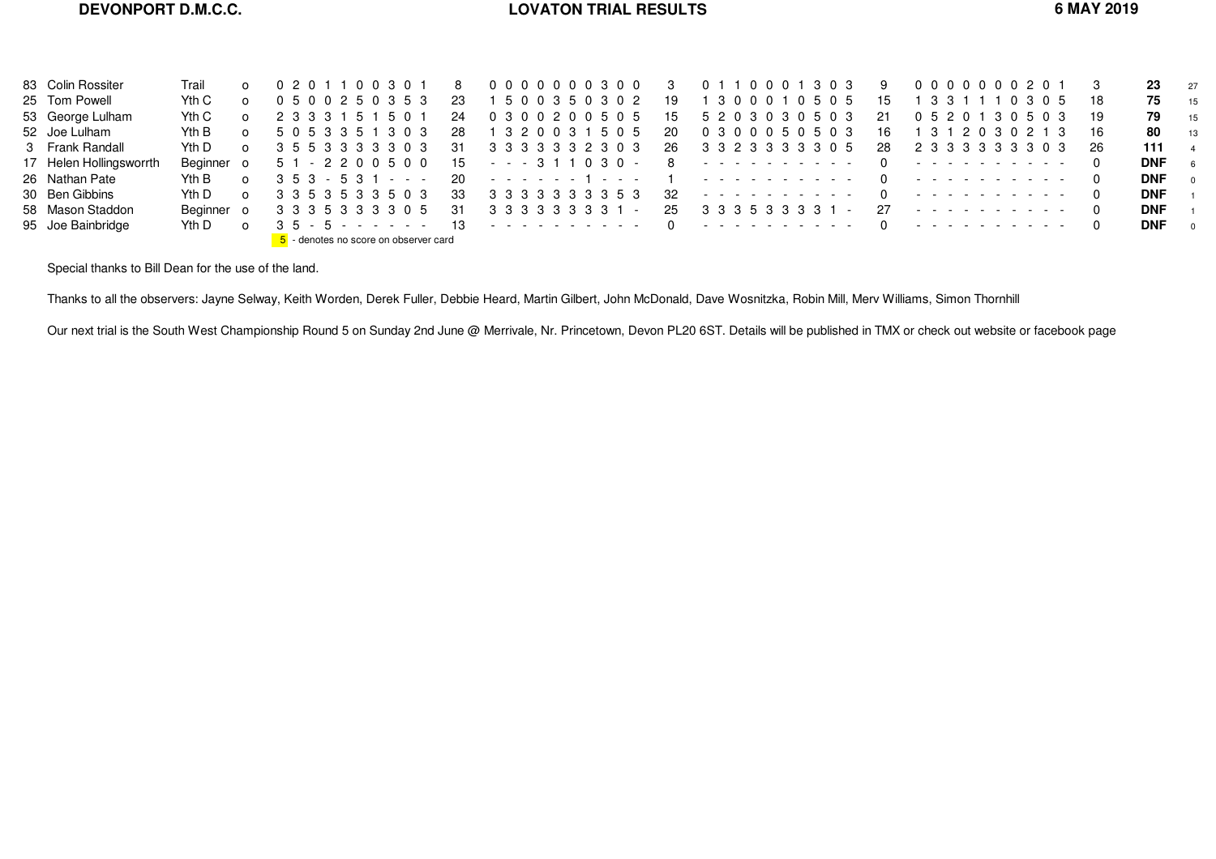| | | | | | | | | | | | | | | |
|---|---|---|---|---|---|---|---|---|---|---|---|---|---|---|
| 83 | Colin Rossiter | Trail | o | 0 2 0 1 1 0 0 3 0 1 | 8 | 0 0 0 0 0 0 0 3 0 0 | 3 | 0 1 1 0 0 0 1 3 0 3 | 9 | 0 0 0 0 0 0 0 2 0 1 | 3 | **23** | 27 |
| 25 | Tom Powell | Yth C | o | 0 5 0 0 2 5 0 3 5 3 | 23 | 1 5 0 0 3 5 0 3 0 2 | 19 | 1 3 0 0 0 1 0 5 0 5 | 15 | 1 3 3 1 1 1 0 3 0 5 | 18 | **75** | 15 |
| 53 | George Lulham | Yth C | o | 2 3 3 3 1 5 1 5 0 1 | 24 | 0 3 0 0 2 0 0 5 0 5 | 15 | 5 2 0 3 0 3 0 5 0 3 | 21 | 0 5 2 0 1 3 0 5 0 3 | 19 | **79** | 15 |
| 52 | Joe Lulham | Yth B | o | 5 0 5 3 3 5 1 3 0 3 | 28 | 1 3 2 0 0 3 1 5 0 5 | 20 | 0 3 0 0 0 5 0 5 0 3 | 16 | 1 3 1 2 0 3 0 2 1 3 | 16 | **80** | 13 |
| 3 | Frank Randall | Yth D | o | 3 5 5 3 3 3 3 3 0 3 | 31 | 3 3 3 3 3 3 2 3 0 3 | 26 | 3 3 2 3 3 3 3 3 0 5 | 28 | 2 3 3 3 3 3 3 3 0 3 | 26 | **111** | 4 |
| 17 | Helen Hollingsworrth | Beginner | o | 5 1 - 2 2 0 0 5 0 0 | 15 | - - - 3 1 1 0 3 0 - | 8 | - - - - - - - - - - | 0 | - - - - - - - - - - | 0 | **DNF** | 6 |
| 26 | Nathan Pate | Yth B | o | 3 5 3 - 5 3 1 - - - | 20 | - - - - - - 1 - - - | 1 | - - - - - - - - - - | 0 | - - - - - - - - - - | 0 | **DNF** | 0 |
| 30 | Ben Gibbins | Yth D | o | 3 3 5 3 5 3 3 5 0 3 | 33 | 3 3 3 3 3 3 3 3 5 3 | 32 | - - - - - - - - - - | 0 | - - - - - - - - - - | 0 | **DNF** | 1 |
| 58 | Mason Staddon | Beginner | o | 3 3 3 5 3 3 3 3 0 5 | 31 | 3 3 3 3 3 3 3 3 1 - | 25 | 3 3 3 5 3 3 3 3 1 - | 27 | - - - - - - - - - - | 0 | **DNF** | 1 |
| 95 | Joe Bainbridge | Yth D | o | 3 5 - 5 - - - - - - | 13 | - - - - - - - - - - | 0 | - - - - - - - - - - | 0 | - - - - - - - - - - | 0 | **DNF** | 0 |

5 - denotes no score on observer card

Special thanks to Bill Dean for the use of the land.

Thanks to all the observers: Jayne Selway, Keith Worden, Derek Fuller, Debbie Heard, Martin Gilbert, John McDonald, Dave Wosnitzka, Robin Mill, Merv Williams, Simon Thornhill

Our next trial is the South West Championship Round 5 on Sunday 2nd June @ Merrivale, Nr. Princetown, Devon PL20 6ST. Details will be published in TMX or check out website or facebook page